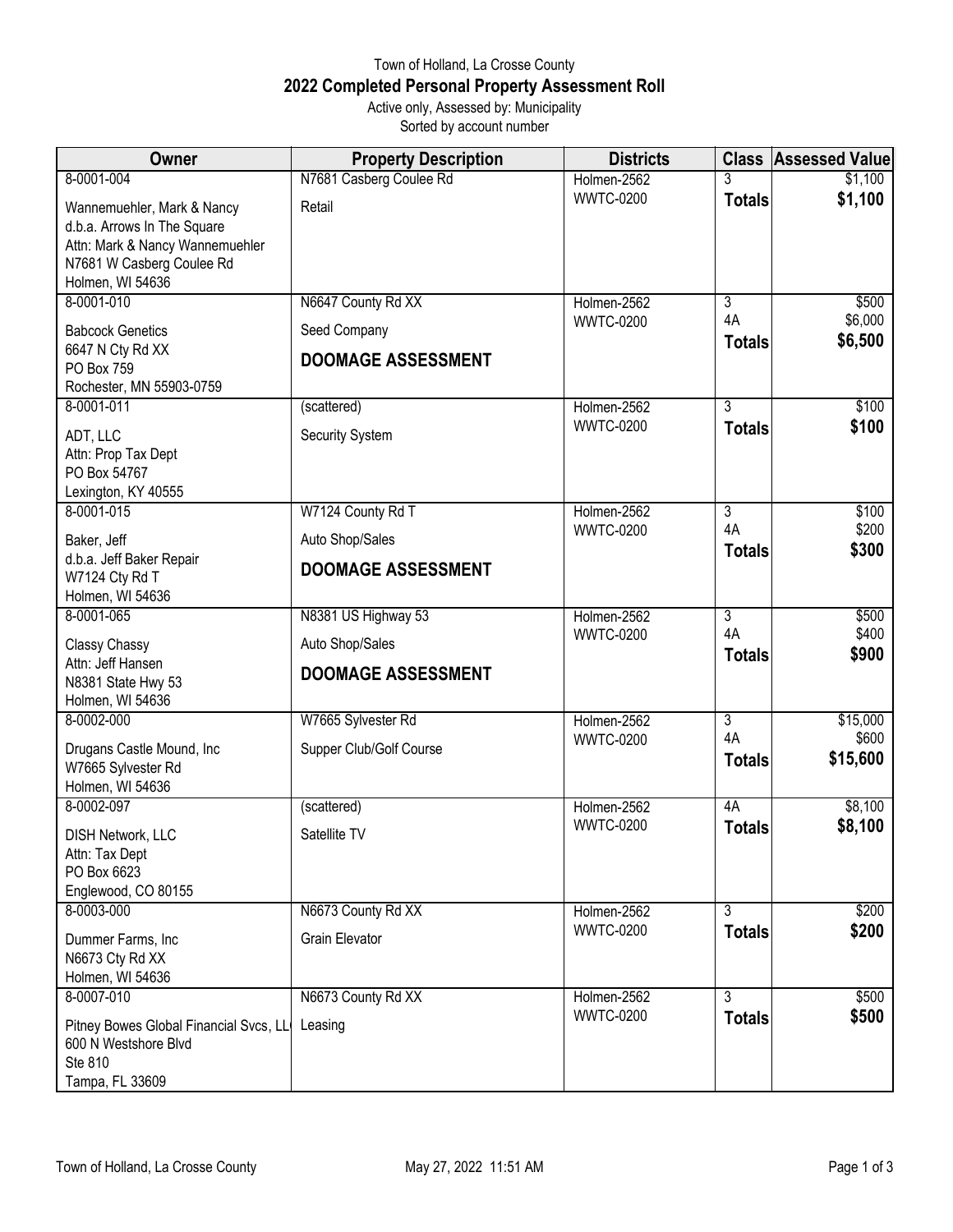# Town of Holland, La Crosse County

## 2022 Completed Personal Property Assessment Roll

Active only, Assessed by: Municipality

Sorted by account number

| Owner | Property Description | Districts | Class | Assessed Value |
|---|---|---|---|---|
| 8-0001-004<br>Wannemuehler, Mark & Nancy<br>d.b.a. Arrows In The Square<br>Attn: Mark & Nancy Wannemuehler<br>N7681 W Casberg Coulee Rd<br>Holmen, WI 54636 | N7681 Casberg Coulee Rd<br>Retail | Holmen-2562<br>WWTC-0200 | 3<br>**Totals** | $1,100<br>**$1,100** |
| 8-0001-010<br>Babcock Genetics<br>6647 N Cty Rd XX<br>PO Box 759<br>Rochester, MN 55903-0759 | N6647 County Rd XX<br>Seed Company<br>**DOOMAGE ASSESSMENT** | Holmen-2562<br>WWTC-0200 | 3<br>4A<br>**Totals** | $500<br>$6,000<br>**$6,500** |
| 8-0001-011<br>ADT, LLC<br>Attn: Prop Tax Dept<br>PO Box 54767<br>Lexington, KY 40555 | (scattered)<br>Security System | Holmen-2562<br>WWTC-0200 | 3<br>**Totals** | $100<br>**$100** |
| 8-0001-015<br>Baker, Jeff<br>d.b.a. Jeff Baker Repair<br>W7124 Cty Rd T<br>Holmen, WI 54636 | W7124 County Rd T<br>Auto Shop/Sales<br>**DOOMAGE ASSESSMENT** | Holmen-2562<br>WWTC-0200 | 3<br>4A<br>**Totals** | $100<br>$200<br>**$300** |
| 8-0001-065<br>Classy Chassy<br>Attn: Jeff Hansen<br>N8381 State Hwy 53<br>Holmen, WI 54636 | N8381 US Highway 53<br>Auto Shop/Sales<br>**DOOMAGE ASSESSMENT** | Holmen-2562<br>WWTC-0200 | 3<br>4A<br>**Totals** | $500<br>$400<br>**$900** |
| 8-0002-000<br>Drugans Castle Mound, Inc<br>W7665 Sylvester Rd<br>Holmen, WI 54636 | W7665 Sylvester Rd<br>Supper Club/Golf Course | Holmen-2562<br>WWTC-0200 | 3<br>4A<br>**Totals** | $15,000<br>$600<br>**$15,600** |
| 8-0002-097<br>DISH Network, LLC<br>Attn: Tax Dept<br>PO Box 6623<br>Englewood, CO 80155 | (scattered)<br>Satellite TV | Holmen-2562<br>WWTC-0200 | 4A<br>**Totals** | $8,100<br>**$8,100** |
| 8-0003-000<br>Dummer Farms, Inc<br>N6673 Cty Rd XX<br>Holmen, WI 54636 | N6673 County Rd XX<br>Grain Elevator | Holmen-2562<br>WWTC-0200 | 3<br>**Totals** | $200<br>**$200** |
| 8-0007-010<br>Pitney Bowes Global Financial Svcs, LL(<br>600 N Westshore Blvd<br>Ste 810<br>Tampa, FL 33609 | N6673 County Rd XX<br>Leasing | Holmen-2562<br>WWTC-0200 | 3<br>**Totals** | $500<br>**$500** |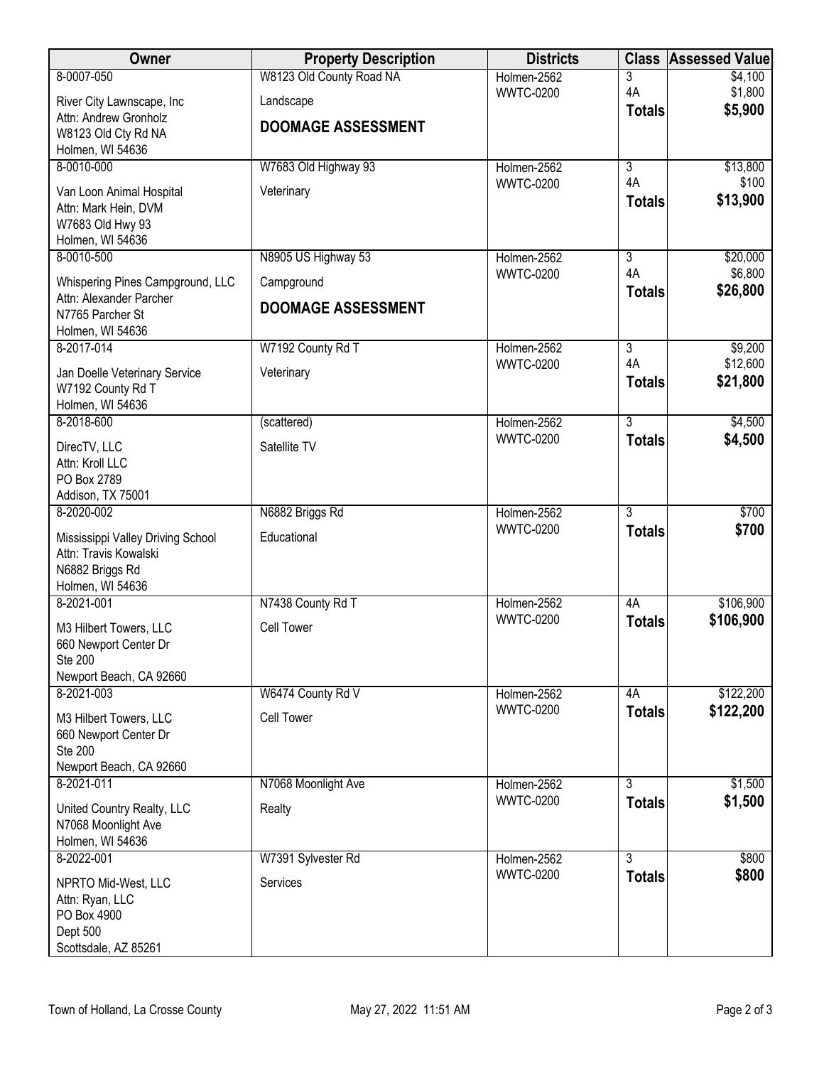| Owner | Property Description | Districts | Class | Assessed Value |
|---|---|---|---|---|
| 8-0007-050<br>River City Lawnscape, Inc<br>Attn: Andrew Gronholz<br>W8123 Old Cty Rd NA<br>Holmen, WI 54636 | W8123 Old County Road NA<br>Landscape<br>**DOOMAGE ASSESSMENT** | Holmen-2562<br>WWTC-0200 | 3<br>4A<br>**Totals** | $4,100<br>$1,800<br>**$5,900** |
| 8-0010-000<br>Van Loon Animal Hospital<br>Attn: Mark Hein, DVM<br>W7683 Old Hwy 93<br>Holmen, WI 54636 | W7683 Old Highway 93<br>Veterinary | Holmen-2562<br>WWTC-0200 | 3<br>4A<br>**Totals** | $13,800<br>$100<br>**$13,900** |
| 8-0010-500<br>Whispering Pines Campground, LLC<br>Attn: Alexander Parcher<br>N7765 Parcher St<br>Holmen, WI 54636 | N8905 US Highway 53<br>Campground<br>**DOOMAGE ASSESSMENT** | Holmen-2562<br>WWTC-0200 | 3<br>4A<br>**Totals** | $20,000<br>$6,800<br>**$26,800** |
| 8-2017-014<br>Jan Doelle Veterinary Service<br>W7192 County Rd T<br>Holmen, WI 54636 | W7192 County Rd T<br>Veterinary | Holmen-2562<br>WWTC-0200 | 3<br>4A<br>**Totals** | $9,200<br>$12,600<br>**$21,800** |
| 8-2018-600<br>DirecTV, LLC<br>Attn: Kroll LLC<br>PO Box 2789<br>Addison, TX 75001 | (scattered)<br>Satellite TV | Holmen-2562<br>WWTC-0200 | 3<br>**Totals** | $4,500<br>**$4,500** |
| 8-2020-002<br>Mississippi Valley Driving School<br>Attn: Travis Kowalski<br>N6882 Briggs Rd<br>Holmen, WI 54636 | N6882 Briggs Rd<br>Educational | Holmen-2562<br>WWTC-0200 | 3<br>**Totals** | $700<br>**$700** |
| 8-2021-001<br>M3 Hilbert Towers, LLC<br>660 Newport Center Dr<br>Ste 200<br>Newport Beach, CA 92660 | N7438 County Rd T<br>Cell Tower | Holmen-2562<br>WWTC-0200 | 4A<br>**Totals** | $106,900<br>**$106,900** |
| 8-2021-003<br>M3 Hilbert Towers, LLC<br>660 Newport Center Dr<br>Ste 200<br>Newport Beach, CA 92660 | W6474 County Rd V<br>Cell Tower | Holmen-2562<br>WWTC-0200 | 4A<br>**Totals** | $122,200<br>**$122,200** |
| 8-2021-011<br>United Country Realty, LLC<br>N7068 Moonlight Ave<br>Holmen, WI 54636 | N7068 Moonlight Ave<br>Realty | Holmen-2562<br>WWTC-0200 | 3<br>**Totals** | $1,500<br>**$1,500** |
| 8-2022-001<br>NPRTO Mid-West, LLC<br>Attn: Ryan, LLC<br>PO Box 4900<br>Dept 500<br>Scottsdale, AZ 85261 | W7391 Sylvester Rd<br>Services | Holmen-2562<br>WWTC-0200 | 3<br>**Totals** | $800<br>**$800** |

Town of Holland, La Crosse County — May 27, 2022 11:51 AM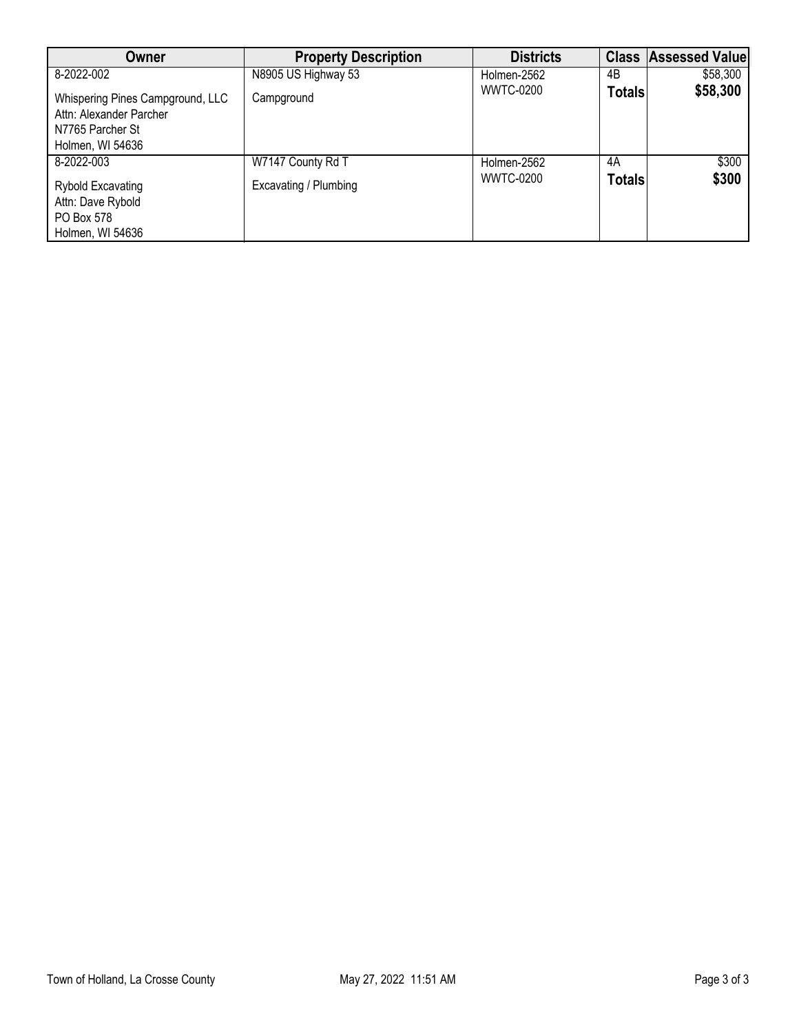| Owner | Property Description | Districts | Class | Assessed Value |
|---|---|---|---|---|
| 8-2022-002<br>Whispering Pines Campground, LLC<br>Attn: Alexander Parcher<br>N7765 Parcher St<br>Holmen, WI 54636 | N8905 US Highway 53<br>Campground | Holmen-2562<br>WWTC-0200 | 4B<br>**Totals** | $58,300<br>**$58,300** |
| 8-2022-003<br>Rybold Excavating<br>Attn: Dave Rybold<br>PO Box 578<br>Holmen, WI 54636 | W7147 County Rd T<br>Excavating / Plumbing | Holmen-2562<br>WWTC-0200 | 4A<br>**Totals** | $300<br>**$300** |

Town of Holland, La Crosse County May 27, 2022 11:51 AM